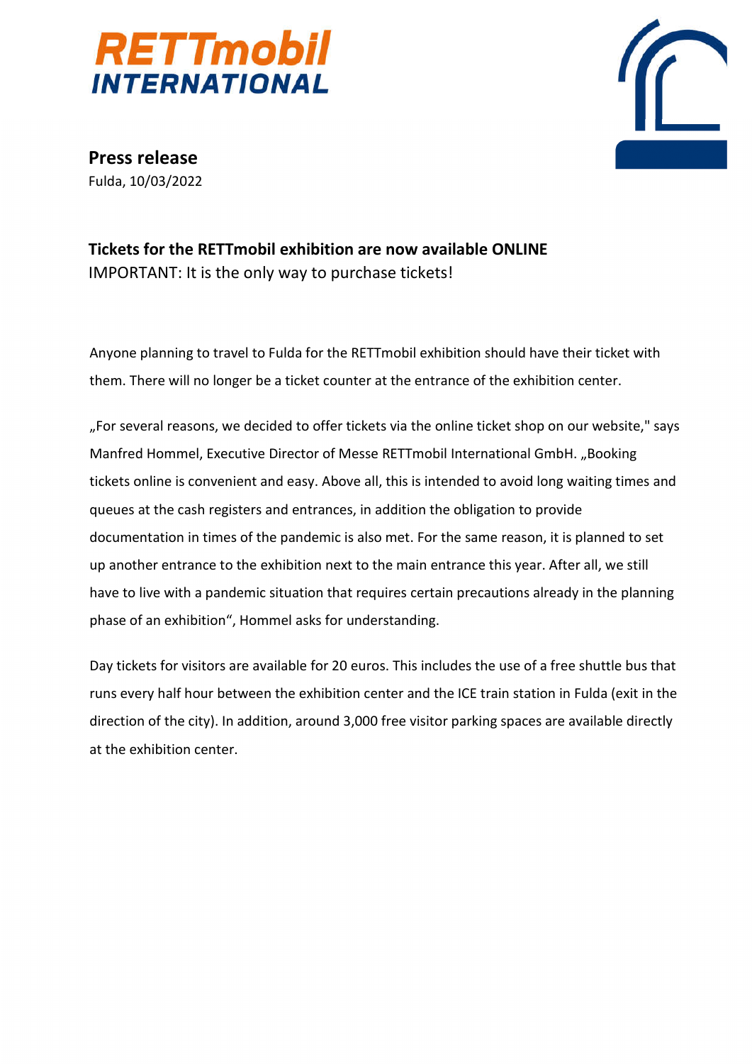RETTmobil INTERNATIONAL

**Press release**
Fulda, 10/03/2022

## Tickets for the RETTmobil exhibition are now available ONLINE

IMPORTANT: It is the only way to purchase tickets!

Anyone planning to travel to Fulda for the RETTmobil exhibition should have their ticket with them. There will no longer be a ticket counter at the entrance of the exhibition center.

„For several reasons, we decided to offer tickets via the online ticket shop on our website," says Manfred Hommel, Executive Director of Messe RETTmobil International GmbH. „Booking tickets online is convenient and easy. Above all, this is intended to avoid long waiting times and queues at the cash registers and entrances, in addition the obligation to provide documentation in times of the pandemic is also met. For the same reason, it is planned to set up another entrance to the exhibition next to the main entrance this year. After all, we still have to live with a pandemic situation that requires certain precautions already in the planning phase of an exhibition“, Hommel asks for understanding.

Day tickets for visitors are available for 20 euros. This includes the use of a free shuttle bus that runs every half hour between the exhibition center and the ICE train station in Fulda (exit in the direction of the city). In addition, around 3,000 free visitor parking spaces are available directly at the exhibition center.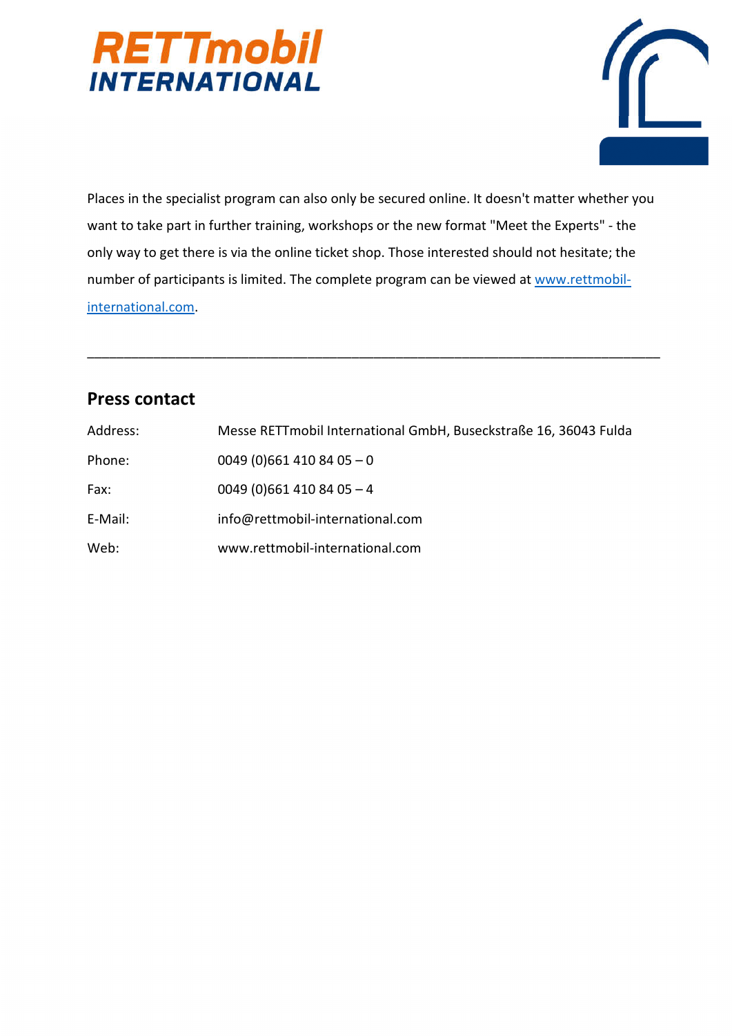Places in the specialist program can also only be secured online. It doesn't matter whether you want to take part in further training, workshops or the new format "Meet the Experts" - the only way to get there is via the online ticket shop. Those interested should not hesitate; the number of participants is limited. The complete program can be viewed at [www.rettmobil-international.com](http://www.rettmobil-international.com).

---

## Press contact

| | |
|---|---|
| Address: | Messe RETTmobil International GmbH, Buseckstraße 16, 36043 Fulda |
| Phone: | 0049 (0)661 410 84 05 – 0 |
| Fax: | 0049 (0)661 410 84 05 – 4 |
| E-Mail: | info@rettmobil-international.com |
| Web: | www.rettmobil-international.com |